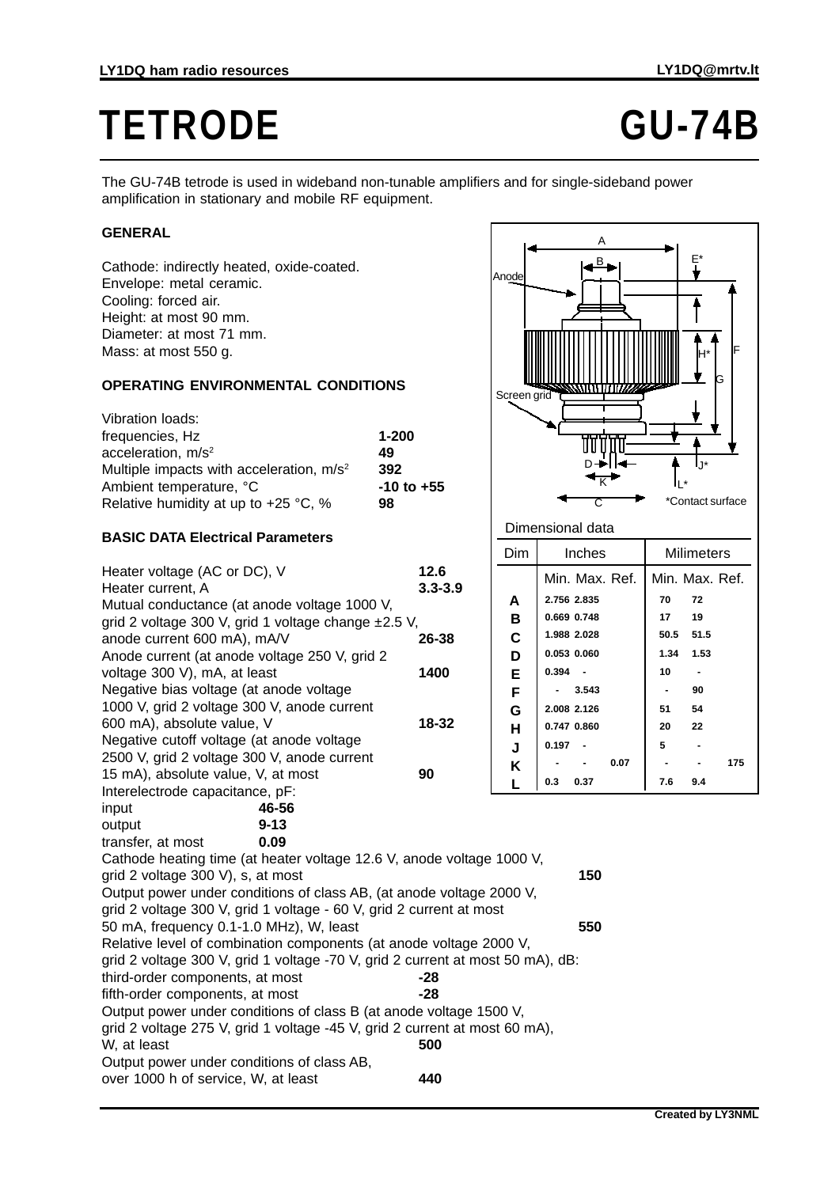# TETRODE GU-74B

The GU-74B tetrode is used in wideband non-tunable amplifiers and for single-sideband power amplification in stationary and mobile RF equipment.

## GENERAL

Cathode: indirectly heated, oxide-coated.
Envelope: metal ceramic.
Cooling: forced air.
Height: at most 90 mm.
Diameter: at most 71 mm.
Mass: at most 550 g.

## OPERATING ENVIRONMENTAL CONDITIONS

| | |
|---|---|
| Vibration loads: | |
| frequencies, Hz | **1-200** |
| acceleration, $m/s^2$ | **49** |
| Multiple impacts with acceleration, $m/s^2$ | **392** |
| Ambient temperature, °C | **-10 to +55** |
| Relative humidity at up to +25 °C, % | **98** |

## BASIC DATA Electrical Parameters

| | |
|---|---|
| Heater voltage (AC or DC), V | **12.6** |
| Heater current, A | **3.3-3.9** |
| Mutual conductance (at anode voltage 1000 V, grid 2 voltage 300 V, grid 1 voltage change ±2.5 V, anode current 600 mA), mA/V | **26-38** |
| Anode current (at anode voltage 250 V, grid 2 voltage 300 V), mA, at least | **1400** |
| Negative bias voltage (at anode voltage 1000 V, grid 2 voltage 300 V, anode current 600 mA), absolute value, V | **18-32** |
| Negative cutoff voltage (at anode voltage 2500 V, grid 2 voltage 300 V, anode current 15 mA), absolute value, V, at most | **90** |

Interelectrode capacitance, pF:

| | |
|---|---|
| input | **46-56** |
| output | **9-13** |
| transfer, at most | **0.09** |

| | |
|---|---|
| Cathode heating time (at heater voltage 12.6 V, anode voltage 1000 V, grid 2 voltage 300 V), s, at most | **150** |
| Output power under conditions of class AB, (at anode voltage 2000 V, grid 2 voltage 300 V, grid 1 voltage - 60 V, grid 2 current at most 50 mA, frequency 0.1-1.0 MHz), W, least | **550** |

Relative level of combination components (at anode voltage 2000 V, grid 2 voltage 300 V, grid 1 voltage -70 V, grid 2 current at most 50 mA), dB:

| | |
|---|---|
| third-order components, at most | **-28** |
| fifth-order components, at most | **-28** |
| Output power under conditions of class B (at anode voltage 1500 V, grid 2 voltage 275 V, grid 1 voltage -45 V, grid 2 current at most 60 mA), W, at least | **500** |
| Output power under conditions of class AB, over 1000 h of service, W, at least | **440** |

Dimensional data

| Dim | Inches | | | Milimeters | | |
|---|---|---|---|---|---|---|
| | Min. | Max. | Ref. | Min. | Max. | Ref. |
| **A** | 2.756 | 2.835 | | 70 | 72 | |
| **B** | 0.669 | 0.748 | | 17 | 19 | |
| **C** | 1.988 | 2.028 | | 50.5 | 51.5 | |
| **D** | 0.053 | 0.060 | | 1.34 | 1.53 | |
| **E** | 0.394 | - | | 10 | - | |
| **F** | - | 3.543 | | - | 90 | |
| **G** | 2.008 | 2.126 | | 51 | 54 | |
| **H** | 0.747 | 0.860 | | 20 | 22 | |
| **J** | 0.197 | - | | 5 | - | |
| **K** | - | - | 0.07 | - | - | 175 |
| **L** | 0.3 | 0.37 | | 7.6 | 9.4 | |

*Contact surface

Created by LY3NML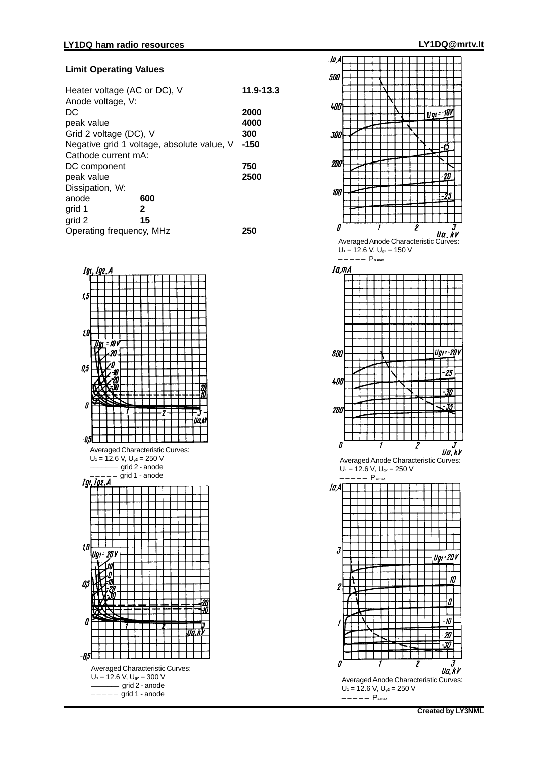### Limit Operating Values

| Parameter | | Value |
|---|---|---|
| Heater voltage (AC or DC), V | | **11.9-13.3** |
| Anode voltage, V: | | |
| DC | | **2000** |
| peak value | | **4000** |
| Grid 2 voltage (DC), V | | **300** |
| Negative grid 1 voltage, absolute value, V | | **-150** |
| Cathode current mA: | | |
| DC component | | **750** |
| peak value | | **2500** |
| Dissipation, W: | | |
| anode | **600** | |
| grid 1 | **2** | |
| grid 2 | **15** | |
| Operating frequency, MHz | | **250** |

Averaged Anode Characteristic Curves:
$U_1$ = 12.6 V, $U_{g2}$ = 150 V
– – – – – $P_{a\,max}$

Averaged Characteristic Curves:
$U_1$ = 12.6 V, $U_{g2}$ = 250 V
——— grid 2 - anode
– – – – – grid 1 - anode

Averaged Anode Characteristic Curves:
$U_1$ = 12.6 V, $U_{g2}$ = 250 V
– – – – – $P_{a\,max}$

Averaged Characteristic Curves:
$U_1$ = 12.6 V, $U_{g2}$ = 300 V
——— grid 2 - anode
– – – – – grid 1 - anode

Averaged Anode Characteristic Curves:
$U_1$ = 12.6 V, $U_{g2}$ = 250 V
– – – – – $P_{a\,max}$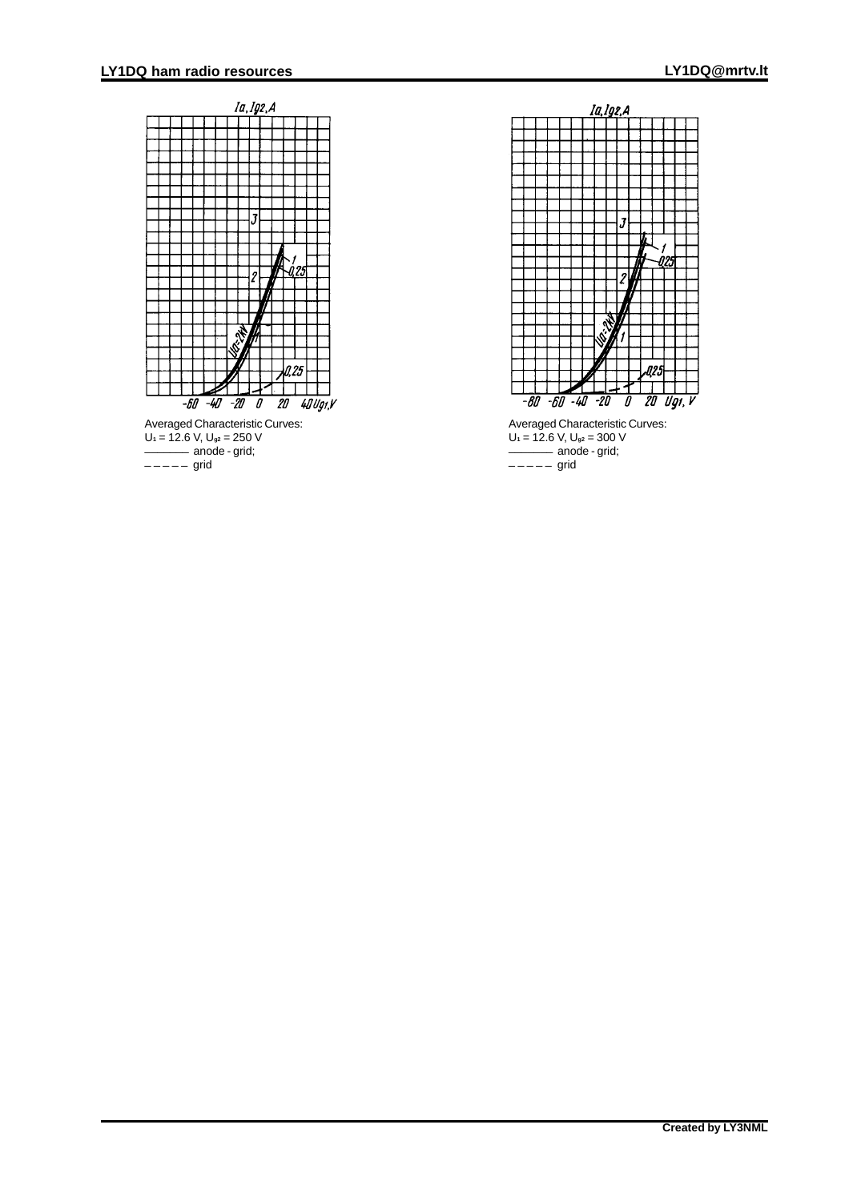Ia, Ig2, A

3

1

0,25

2

Ua=2kV

0,25

-60 -40 -20 0 20 40 Ug1,V

Averaged Characteristic Curves:
$U_1$ = 12.6 V, $U_{g2}$ = 250 V
——— anode - grid;
– – – – – grid

Ia, Ig2, A

3

1

0,25

2

Ua=2kV

1

0,25

-80 -60 -40 -20 0 20 Ug1, V

Averaged Characteristic Curves:
$U_1$ = 12.6 V, $U_{g2}$ = 300 V
——— anode - grid;
– – – – – grid